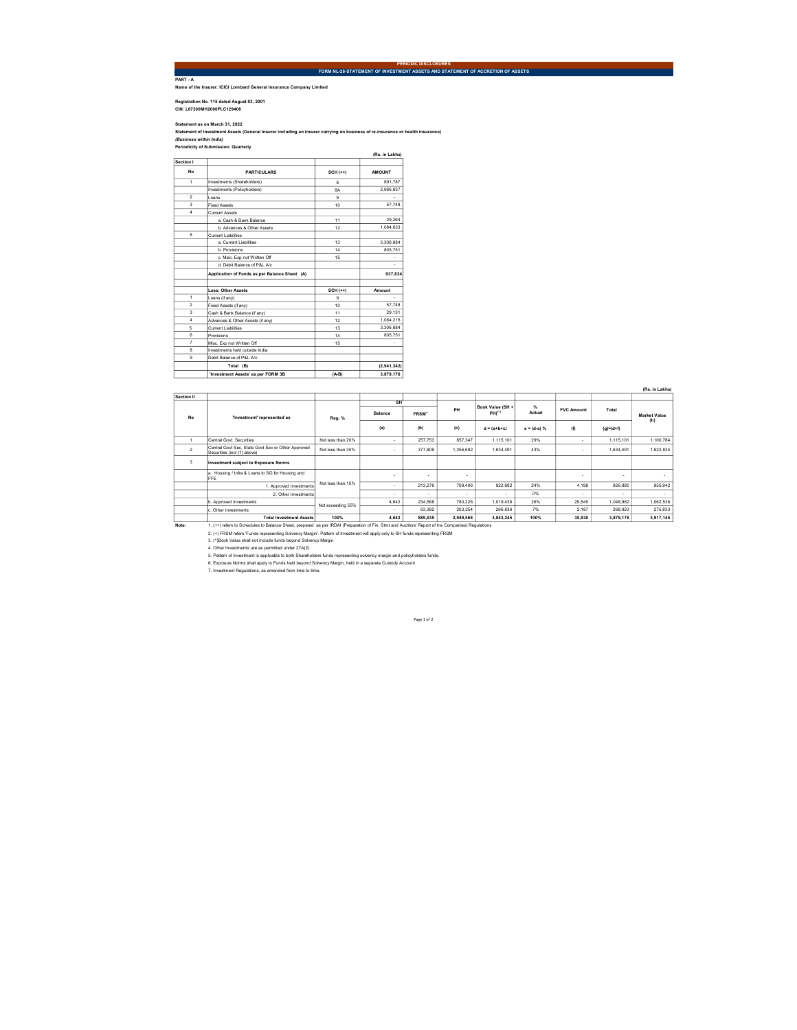PERIODIC DISCLOSURES

FORM NL-28-STATEMENT OF INVESTMENT ASSETS AND STATEMENT OF ACCRETION OF ASSETS

**PART - A**

**Name of the Insurer: ICICI Lombard General Insurance Company Limited**

**Registration No. 115 dated August 03, 2001**

**CIN: L67200MH2000PLC129408**

**Statement as on March 31, 2022**

**Statement of Investment Assets (General Insurer including an insurer carrying on business of re-insurance or health insurance)**

***(Business within India)***

**Periodicity of Submission: Quarterly**

(Rs. in Lakhs)

| Section I | | | |
|---|---|---|---|
| **No** | **PARTICULARS** | **SCH (++)** | **AMOUNT** |
| 1 | Investments (Shareholders) | 8 | 891,787 |
| | Investments (Policyholders) | 8A | 2,986,837 |
| 2 | Loans | 9 | - |
| 3 | Fixed Assets | 10 | 57,748 |
| 4 | Current Assets | | |
| | a. Cash & Bank Balance | 11 | 29,264 |
| | b. Advances & Other Assets | 12 | 1,084,633 |
| 5 | Current Liabilities | | |
| | a. Current Liabilities | 13 | 3,306,684 |
| | b. Provisions | 14 | 805,751 |
| | c. Misc. Exp not Written Off | 15 | - |
| | d. Debit Balance of P&L A/c | | - |
| | **Application of Funds as per Balance Sheet (A)** | | **937,834** |
| | | | |
| | **Less: Other Assets** | **SCH (++)** | **Amount** |
| 1 | Loans (if any) | 9 | - |
| 2 | Fixed Assets (if any) | 10 | 57,748 |
| 3 | Cash & Bank Balance (if any) | 11 | 29,131 |
| 4 | Advances & Other Assets (if any) | 12 | 1,084,215 |
| 5 | Current Liabilities | 13 | 3,306,684 |
| 6 | Provisions | 14 | 805,751 |
| 7 | Misc. Exp not Written Off | 15 | - |
| 8 | Investments held outside India | | |
| 9 | Debit Balance of P&L A/c | | |
| | **Total (B)** | | **(2,941,342)** |
| | **'Investment Assets' as per FORM 3B** | **(A-B)** | **3,879,176** |

(Rs. in Lakhs)

| Section II | | | | | | | | | | |
|---|---|---|---|---|---|---|---|---|---|---|
| **No** | **'Investment' represented as** | **Reg. %** | **SH** | | **PH** | **Book Value (SH + PH)(\*)** | **% Actual** | **FVC Amount** | **Total** | **Market Value (h)** |
| | | | **Balance** | **FRSM⁺** | | | | | | |
| | | | **(a)** | **(b)** | **(c)** | **d = (a+b+c)** | **e = (d-a) %** | **(f)** | **(g)=(d+f)** | |
| 1 | Central Govt. Securities | Not less than 20% | - | 257,753 | 857,347 | 1,115,101 | 29% | - | 1,115,101 | 1,100,784 |
| 2 | Central Govt Sec, State Govt Sec or Other Approved Securities (incl (1) above) | Not less than 30% | - | 377,809 | 1,256,682 | 1,634,491 | 43% | - | 1,634,491 | 1,622,834 |
| 3 | **Investment subject to Exposure Norms** | | | | | | | | | |
| | a. Housing / Infra & Loans to SG for Housing and FFE | Not less than 15% | - | - | - | | | - | - | - |
| | 1. Approved Investments | | - | 213,276 | 709,406 | 922,682 | 24% | 4,198 | 926,880 | 955,942 |
| | 2. Other Investments | | - | - | - | - | 0% | - | - | - |
| | b. Approved Investments | Not exceeding 55% | 4,642 | 234,568 | 780,226 | 1,019,436 | 26% | 29,545 | 1,048,982 | 1,062,536 |
| | c. Other Investments | | - | 63,382 | 203,254 | 266,636 | 7% | 2,187 | 268,823 | 275,833 |
| | **Total Investment Assets** | **100%** | **4,642** | **889,035** | **2,949,568** | **3,843,245** | **100%** | **35,930** | **3,879,176** | **3,917,145** |

**Note:**

1. (++) refers to Schedules to Balance Sheet, prepared as per IRDAI (Preparation of Fin. Stmt and Auditors' Report of Ins Companies) Regulations
2. (+) FRSM refers 'Funds representing Solvency Margin'. Pattern of Investment will apply only to SH funds representing FRSM
3. (\*)Book Value shall not include funds beyond Solvency Margin
4. Other Investments' are as permitted under 27A(2)
5. Pattern of Investment is applicable to both Shareholders funds representing solvency margin and policyholders funds.
6. Exposure Norms shall apply to Funds held beyond Solvency Margin, held in a separate Custody Account
7. Investment Regulations, as amended from time to time.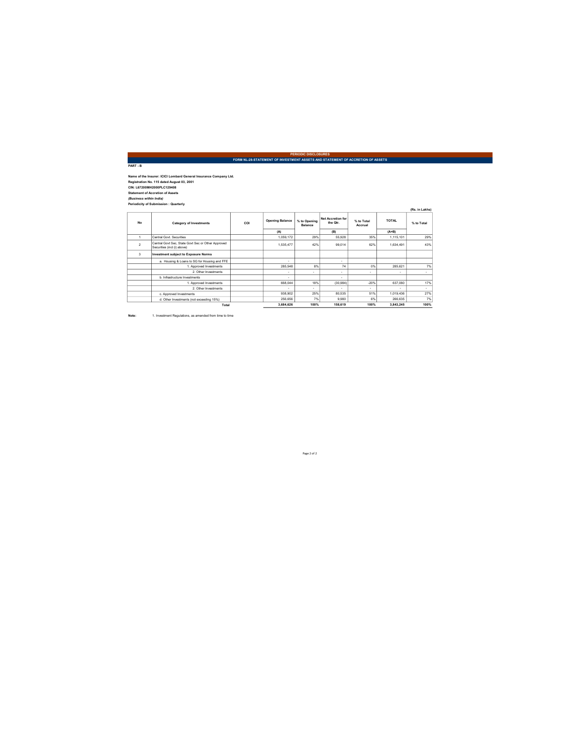**PERIODIC DISCLOSURES**

**FORM NL-28-STATEMENT OF INVESTMENT ASSETS AND STATEMENT OF ACCRETION OF ASSETS**

**PART - B**

**Name of the Insurer: ICICI Lombard General Insurance Company Ltd.**
**Registration No. 115 dated August 03, 2001**
**CIN: L67200MH2000PLC129408**
**Statement of Accretion of Assets**
***(Business within India)***
**Periodicity of Submission : Quarterly**

**(Rs. in Lakhs)**

| No | Category of Investments | COI | Opening Balance | % to Opening Balance | Net Accretion for the Qtr. | % to Total Accrual | TOTAL | % to Total |
|---|---|---|---|---|---|---|---|---|
| | | | (A) | | (B) | | (A+B) | |
| 1 | Central Govt. Securities | | 1,059,172 | 29% | 55,928 | 35% | 1,115,101 | 29% |
| 2 | Central Govt Sec, State Govt Sec or Other Approved Securities (incl (i) above) | | 1,535,477 | 42% | 99,014 | 62% | 1,634,491 | 43% |
| 3 | **Investment subject to Exposure Norms** | | | | | | | |
| | a. Housing & Loans to SG for Housing and FFE | | - | | - | | | |
| | 1. Approved Investments | | 285,548 | 8% | 74 | 0% | 285,621 | 7% |
| | 2. Other Investments | | - | - | - | - | - | - |
| | b. Infrastructure Investments | | - | | - | | | |
| | 1. Approved Investments | | 668,044 | 18% | (30,984) | -20% | 637,060 | 17% |
| | 2. Other Investments | | - | - | - | - | - | - |
| | c. Approved Investments | | 938,902 | 25% | 80,535 | 51% | 1,019,436 | 27% |
| | d. Other Investments (not exceeding 15%) | | 256,656 | 7% | 9,980 | 6% | 266,635 | 7% |
| | **Total** | | **3,684,626** | **100%** | **158,619** | **100%** | **3,843,245** | **100%** |

**Note:** 1. Investment Regulations, as amended from time to time